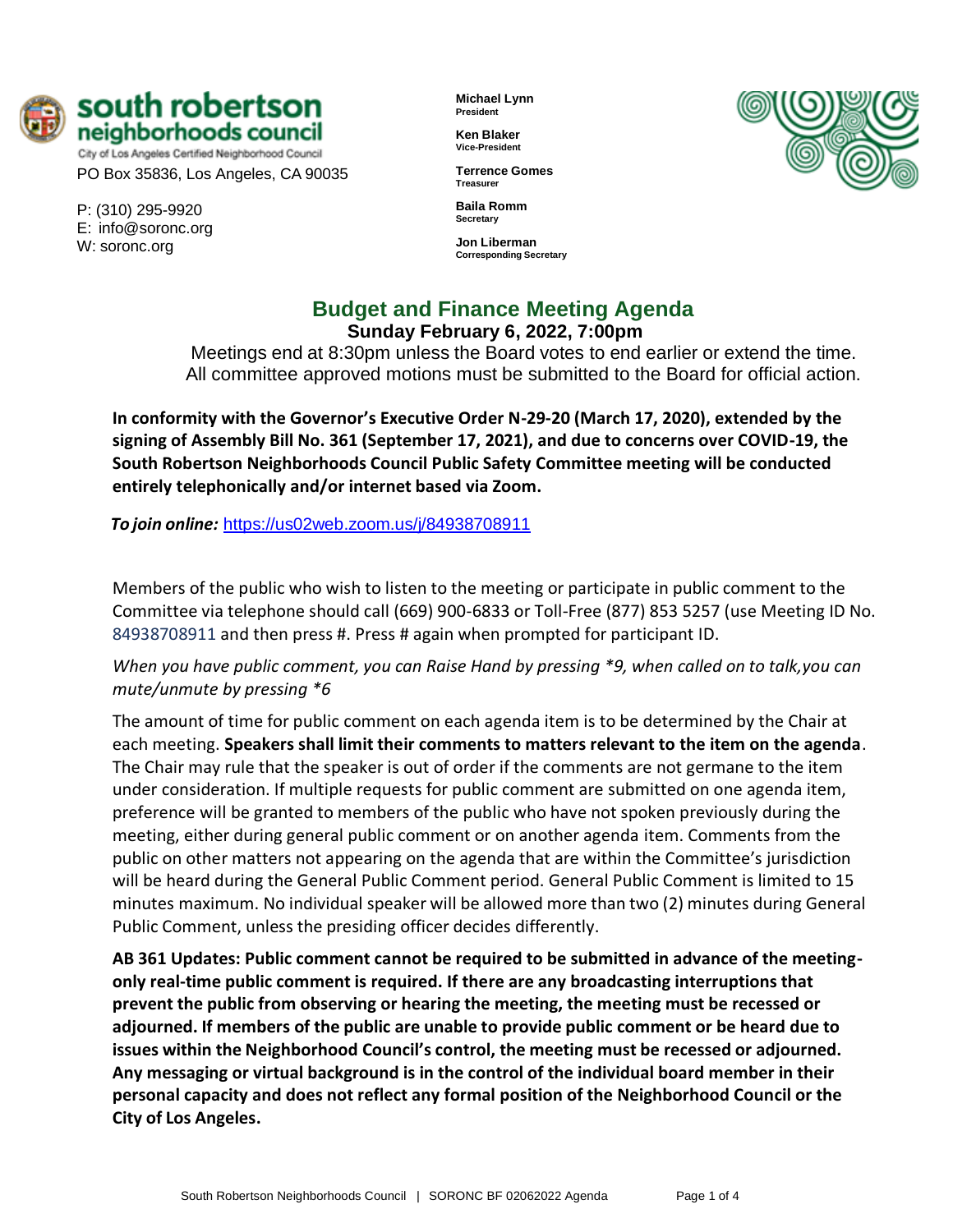**south robertson neighborhoods council**

City of Los Angeles Certified Neighborhood Council

PO Box 35836, Los Angeles, CA 90035

P: (310) 295-9920
E: info@soronc.org
W: soronc.org

**Michael Lynn**
**President**

**Ken Blaker**
**Vice-President**

**Terrence Gomes**
**Treasurer**

**Baila Romm**
**Secretary**

**Jon Liberman**
**Corresponding Secretary**

# Budget and Finance Meeting Agenda

**Sunday February 6, 2022, 7:00pm**

Meetings end at 8:30pm unless the Board votes to end earlier or extend the time.
All committee approved motions must be submitted to the Board for official action.

**In conformity with the Governor's Executive Order N-29-20 (March 17, 2020), extended by the signing of Assembly Bill No. 361 (September 17, 2021), and due to concerns over COVID-19, the South Robertson Neighborhoods Council Public Safety Committee meeting will be conducted entirely telephonically and/or internet based via Zoom.**

***To join online:*** https://us02web.zoom.us/j/84938708911

Members of the public who wish to listen to the meeting or participate in public comment to the Committee via telephone should call (669) 900-6833 or Toll-Free (877) 853 5257 (use Meeting ID No. 84938708911 and then press #. Press # again when prompted for participant ID.

*When you have public comment, you can Raise Hand by pressing \*9, when called on to talk,you can mute/unmute by pressing \*6*

The amount of time for public comment on each agenda item is to be determined by the Chair at each meeting. **Speakers shall limit their comments to matters relevant to the item on the agenda**. The Chair may rule that the speaker is out of order if the comments are not germane to the item under consideration. If multiple requests for public comment are submitted on one agenda item, preference will be granted to members of the public who have not spoken previously during the meeting, either during general public comment or on another agenda item. Comments from the public on other matters not appearing on the agenda that are within the Committee's jurisdiction will be heard during the General Public Comment period. General Public Comment is limited to 15 minutes maximum. No individual speaker will be allowed more than two (2) minutes during General Public Comment, unless the presiding officer decides differently.

**AB 361 Updates: Public comment cannot be required to be submitted in advance of the meeting- only real-time public comment is required. If there are any broadcasting interruptions that prevent the public from observing or hearing the meeting, the meeting must be recessed or adjourned. If members of the public are unable to provide public comment or be heard due to issues within the Neighborhood Council's control, the meeting must be recessed or adjourned. Any messaging or virtual background is in the control of the individual board member in their personal capacity and does not reflect any formal position of the Neighborhood Council or the City of Los Angeles.**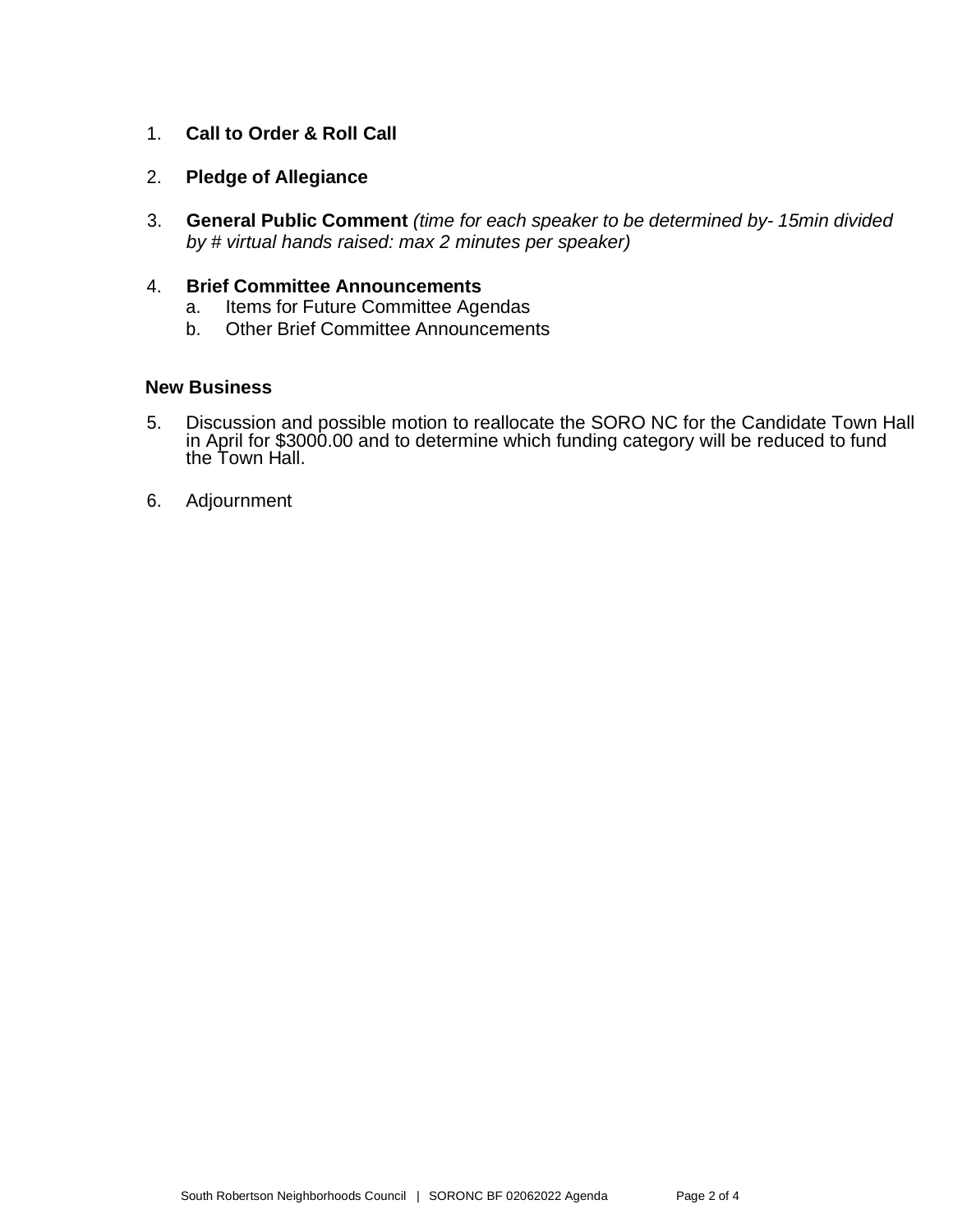1. **Call to Order & Roll Call**

2. **Pledge of Allegiance**

3. **General Public Comment** *(time for each speaker to be determined by- 15min divided by # virtual hands raised: max 2 minutes per speaker)*

4. **Brief Committee Announcements**
   a. Items for Future Committee Agendas
   b. Other Brief Committee Announcements

**New Business**

5. Discussion and possible motion to reallocate the SORO NC for the Candidate Town Hall in April for $3000.00 and to determine which funding category will be reduced to fund the Town Hall.

6. Adjournment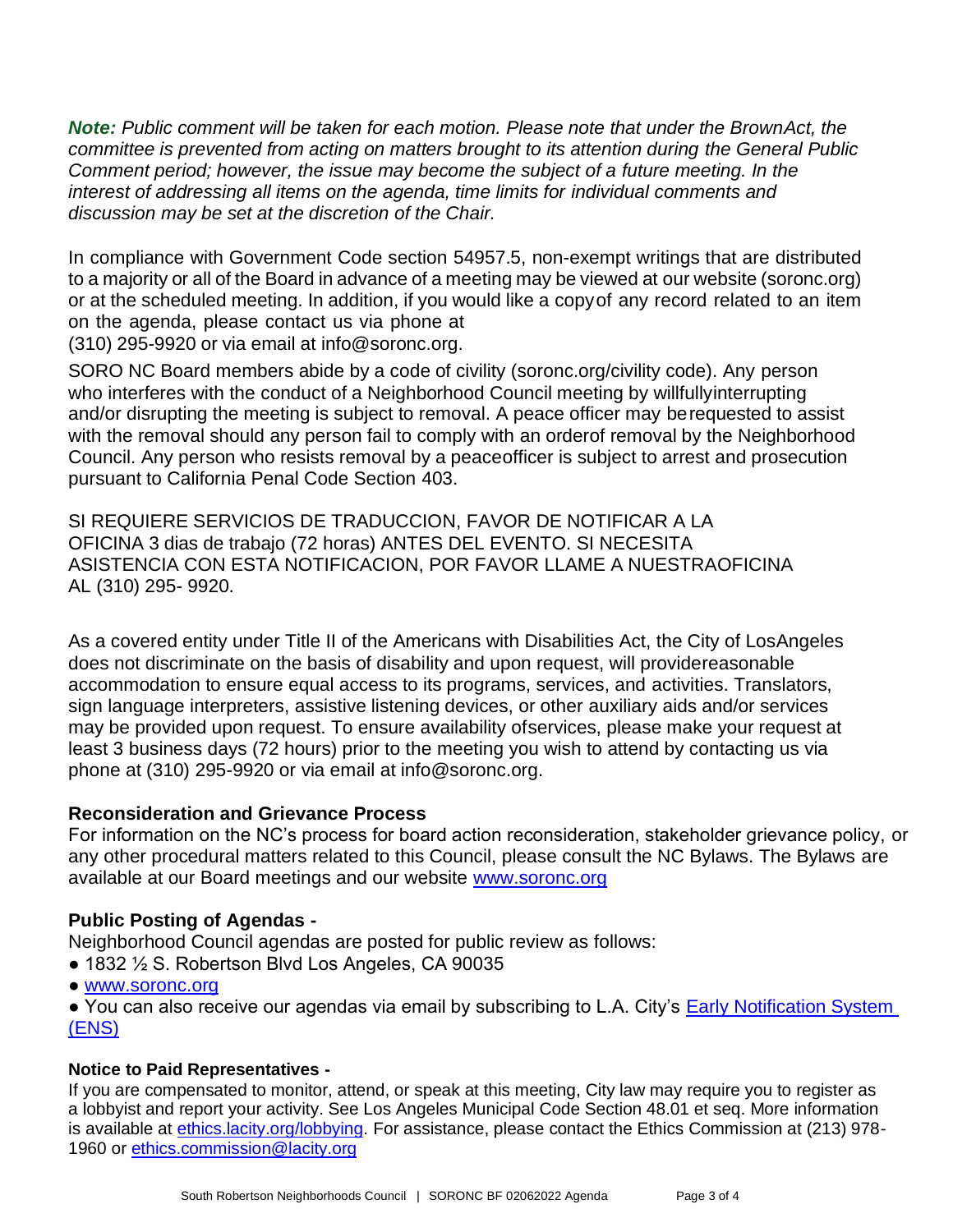***Note:*** *Public comment will be taken for each motion. Please note that under the BrownAct, the committee is prevented from acting on matters brought to its attention during the General Public Comment period; however, the issue may become the subject of a future meeting. In the interest of addressing all items on the agenda, time limits for individual comments and discussion may be set at the discretion of the Chair.*

In compliance with Government Code section 54957.5, non-exempt writings that are distributed to a majority or all of the Board in advance of a meeting may be viewed at our website (soronc.org) or at the scheduled meeting. In addition, if you would like a copyof any record related to an item on the agenda, please contact us via phone at (310) 295-9920 or via email at info@soronc.org.

SORO NC Board members abide by a code of civility (soronc.org/civility code). Any person who interferes with the conduct of a Neighborhood Council meeting by willfullyinterrupting and/or disrupting the meeting is subject to removal. A peace officer may berequested to assist with the removal should any person fail to comply with an orderof removal by the Neighborhood Council. Any person who resists removal by a peaceofficer is subject to arrest and prosecution pursuant to California Penal Code Section 403.

SI REQUIERE SERVICIOS DE TRADUCCION, FAVOR DE NOTIFICAR A LA OFICINA 3 dias de trabajo (72 horas) ANTES DEL EVENTO. SI NECESITA ASISTENCIA CON ESTA NOTIFICACION, POR FAVOR LLAME A NUESTRAOFICINA AL (310) 295- 9920.

As a covered entity under Title II of the Americans with Disabilities Act, the City of LosAngeles does not discriminate on the basis of disability and upon request, will providereasonable accommodation to ensure equal access to its programs, services, and activities. Translators, sign language interpreters, assistive listening devices, or other auxiliary aids and/or services may be provided upon request. To ensure availability ofservices, please make your request at least 3 business days (72 hours) prior to the meeting you wish to attend by contacting us via phone at (310) 295-9920 or via email at info@soronc.org.

**Reconsideration and Grievance Process**

For information on the NC's process for board action reconsideration, stakeholder grievance policy, or any other procedural matters related to this Council, please consult the NC Bylaws. The Bylaws are available at our Board meetings and our website [www.soronc.org](http://www.soronc.org)

**Public Posting of Agendas -**

Neighborhood Council agendas are posted for public review as follows:

- 1832 ½ S. Robertson Blvd Los Angeles, CA 90035
- [www.soronc.org](http://www.soronc.org)
- You can also receive our agendas via email by subscribing to L.A. City's [Early Notification System (ENS)]()

**Notice to Paid Representatives -**

If you are compensated to monitor, attend, or speak at this meeting, City law may require you to register as a lobbyist and report your activity. See Los Angeles Municipal Code Section 48.01 et seq. More information is available at [ethics.lacity.org/lobbying](). For assistance, please contact the Ethics Commission at (213) 978-1960 or [ethics.commission@lacity.org]()